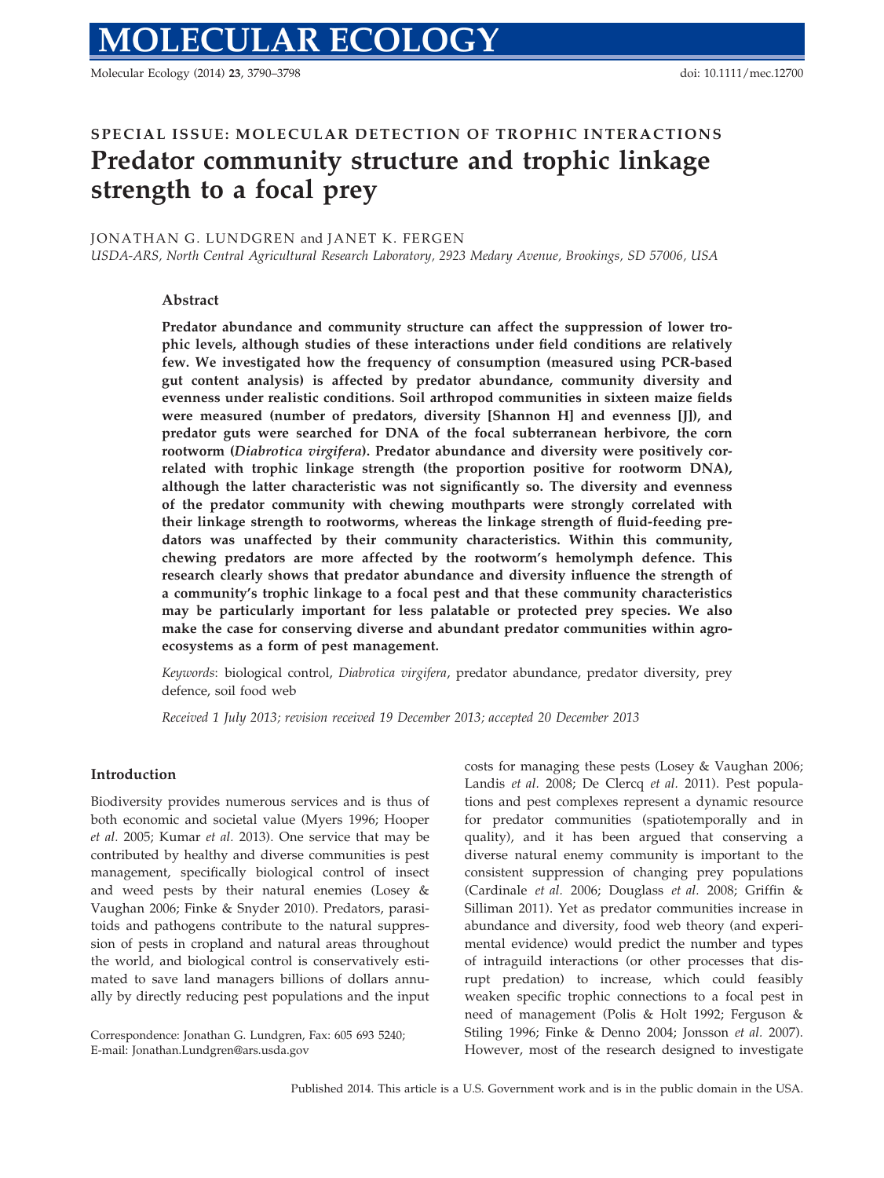SPECIAL ISSUE: MOLECULAR DETECTION OF TROPHIC INTERACTIONS

# Predator community structure and trophic linkage strength to a focal prey

JONATHAN G. LUNDGREN and JANET K. FERGEN

*USDA-ARS, North Central Agricultural Research Laboratory, 2923 Medary Avenue, Brookings, SD 57006, USA*

## Abstract

**Predator abundance and community structure can affect the suppression of lower trophic levels, although studies of these interactions under field conditions are relatively few. We investigated how the frequency of consumption (measured using PCR-based gut content analysis) is affected by predator abundance, community diversity and evenness under realistic conditions. Soil arthropod communities in sixteen maize fields were measured (number of predators, diversity [Shannon H] and evenness [J]), and predator guts were searched for DNA of the focal subterranean herbivore, the corn rootworm (*Diabrotica virgifera*). Predator abundance and diversity were positively correlated with trophic linkage strength (the proportion positive for rootworm DNA), although the latter characteristic was not significantly so. The diversity and evenness of the predator community with chewing mouthparts were strongly correlated with their linkage strength to rootworms, whereas the linkage strength of fluid-feeding predators was unaffected by their community characteristics. Within this community, chewing predators are more affected by the rootworm's hemolymph defence. This research clearly shows that predator abundance and diversity influence the strength of a community's trophic linkage to a focal pest and that these community characteristics may be particularly important for less palatable or protected prey species. We also make the case for conserving diverse and abundant predator communities within agroecosystems as a form of pest management.**

*Keywords*: biological control, *Diabrotica virgifera*, predator abundance, predator diversity, prey defence, soil food web

*Received 1 July 2013; revision received 19 December 2013; accepted 20 December 2013*

## Introduction

Biodiversity provides numerous services and is thus of both economic and societal value (Myers 1996; Hooper *et al.* 2005; Kumar *et al.* 2013). One service that may be contributed by healthy and diverse communities is pest management, specifically biological control of insect and weed pests by their natural enemies (Losey & Vaughan 2006; Finke & Snyder 2010). Predators, parasitoids and pathogens contribute to the natural suppression of pests in cropland and natural areas throughout the world, and biological control is conservatively estimated to save land managers billions of dollars annually by directly reducing pest populations and the input costs for managing these pests (Losey & Vaughan 2006; Landis *et al.* 2008; De Clercq *et al.* 2011). Pest populations and pest complexes represent a dynamic resource for predator communities (spatiotemporally and in quality), and it has been argued that conserving a diverse natural enemy community is important to the consistent suppression of changing prey populations (Cardinale *et al.* 2006; Douglass *et al.* 2008; Griffin & Silliman 2011). Yet as predator communities increase in abundance and diversity, food web theory (and experimental evidence) would predict the number and types of intraguild interactions (or other processes that disrupt predation) to increase, which could feasibly weaken specific trophic connections to a focal pest in need of management (Polis & Holt 1992; Ferguson & Stiling 1996; Finke & Denno 2004; Jonsson *et al.* 2007). However, most of the research designed to investigate

Correspondence: Jonathan G. Lundgren, Fax: 605 693 5240; E-mail: Jonathan.Lundgren@ars.usda.gov

Published 2014. This article is a U.S. Government work and is in the public domain in the USA.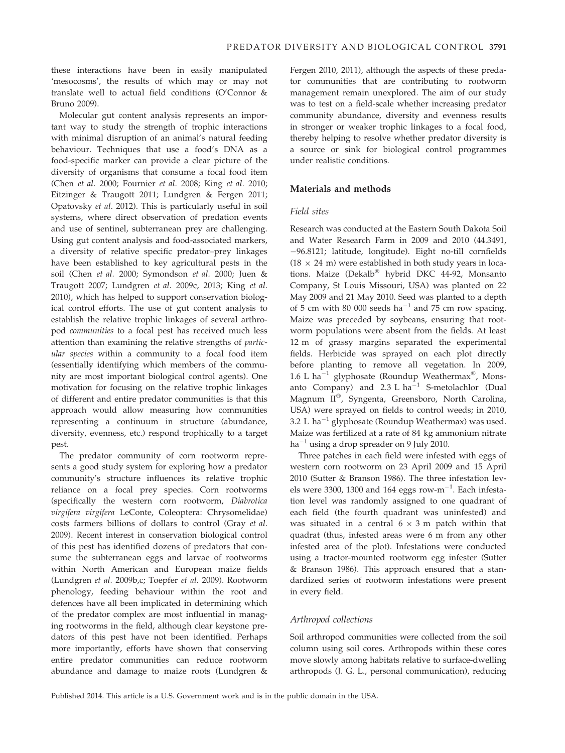these interactions have been in easily manipulated 'mesocosms', the results of which may or may not translate well to actual field conditions (O'Connor & Bruno 2009).

Molecular gut content analysis represents an important way to study the strength of trophic interactions with minimal disruption of an animal's natural feeding behaviour. Techniques that use a food's DNA as a food-specific marker can provide a clear picture of the diversity of organisms that consume a focal food item (Chen *et al.* 2000; Fournier *et al.* 2008; King *et al.* 2010; Eitzinger & Traugott 2011; Lundgren & Fergen 2011; Opatovsky *et al.* 2012). This is particularly useful in soil systems, where direct observation of predation events and use of sentinel, subterranean prey are challenging. Using gut content analysis and food-associated markers, a diversity of relative specific predator–prey linkages have been established to key agricultural pests in the soil (Chen *et al.* 2000; Symondson *et al.* 2000; Juen & Traugott 2007; Lundgren *et al.* 2009c, 2013; King *et al.* 2010), which has helped to support conservation biological control efforts. The use of gut content analysis to establish the relative trophic linkages of several arthropod *communities* to a focal pest has received much less attention than examining the relative strengths of *particular species* within a community to a focal food item (essentially identifying which members of the community are most important biological control agents). One motivation for focusing on the relative trophic linkages of different and entire predator communities is that this approach would allow measuring how communities representing a continuum in structure (abundance, diversity, evenness, etc.) respond trophically to a target pest.

The predator community of corn rootworm represents a good study system for exploring how a predator community's structure influences its relative trophic reliance on a focal prey species. Corn rootworms (specifically the western corn rootworm, *Diabrotica virgifera virgifera* LeConte, Coleoptera: Chrysomelidae) costs farmers billions of dollars to control (Gray *et al.* 2009). Recent interest in conservation biological control of this pest has identified dozens of predators that consume the subterranean eggs and larvae of rootworms within North American and European maize fields (Lundgren *et al.* 2009b,c; Toepfer *et al.* 2009). Rootworm phenology, feeding behaviour within the root and defences have all been implicated in determining which of the predator complex are most influential in managing rootworms in the field, although clear keystone predators of this pest have not been identified. Perhaps more importantly, efforts have shown that conserving entire predator communities can reduce rootworm abundance and damage to maize roots (Lundgren & Fergen 2010, 2011), although the aspects of these predator communities that are contributing to rootworm management remain unexplored. The aim of our study was to test on a field-scale whether increasing predator community abundance, diversity and evenness results in stronger or weaker trophic linkages to a focal food, thereby helping to resolve whether predator diversity is a source or sink for biological control programmes under realistic conditions.

## Materials and methods

### Field sites

Research was conducted at the Eastern South Dakota Soil and Water Research Farm in 2009 and 2010 (44.3491, −96.8121; latitude, longitude). Eight no-till cornfields (18 × 24 m) were established in both study years in locations. Maize (Dekalb® hybrid DKC 44-92, Monsanto Company, St Louis Missouri, USA) was planted on 22 May 2009 and 21 May 2010. Seed was planted to a depth of 5 cm with 80 000 seeds $ha^{-1}$ and 75 cm row spacing. Maize was preceded by soybeans, ensuring that rootworm populations were absent from the fields. At least 12 m of grassy margins separated the experimental fields. Herbicide was sprayed on each plot directly before planting to remove all vegetation. In 2009, 1.6 L $ha^{-1}$ glyphosate (Roundup Weathermax®, Monsanto Company) and 2.3 L $ha^{-1}$ S-metolachlor (Dual Magnum II®, Syngenta, Greensboro, North Carolina, USA) were sprayed on fields to control weeds; in 2010, 3.2 L $ha^{-1}$ glyphosate (Roundup Weathermax) was used. Maize was fertilized at a rate of 84 kg ammonium nitrate $ha^{-1}$ using a drop spreader on 9 July 2010.

Three patches in each field were infested with eggs of western corn rootworm on 23 April 2009 and 15 April 2010 (Sutter & Branson 1986). The three infestation levels were 3300, 1300 and 164 eggs row-$m^{-1}$. Each infestation level was randomly assigned to one quadrant of each field (the fourth quadrant was uninfested) and was situated in a central 6 × 3 m patch within that quadrat (thus, infested areas were 6 m from any other infested area of the plot). Infestations were conducted using a tractor-mounted rootworm egg infester (Sutter & Branson 1986). This approach ensured that a standardized series of rootworm infestations were present in every field.

### Arthropod collections

Soil arthropod communities were collected from the soil column using soil cores. Arthropods within these cores move slowly among habitats relative to surface-dwelling arthropods (J. G. L., personal communication), reducing

Published 2014. This article is a U.S. Government work and is in the public domain in the USA.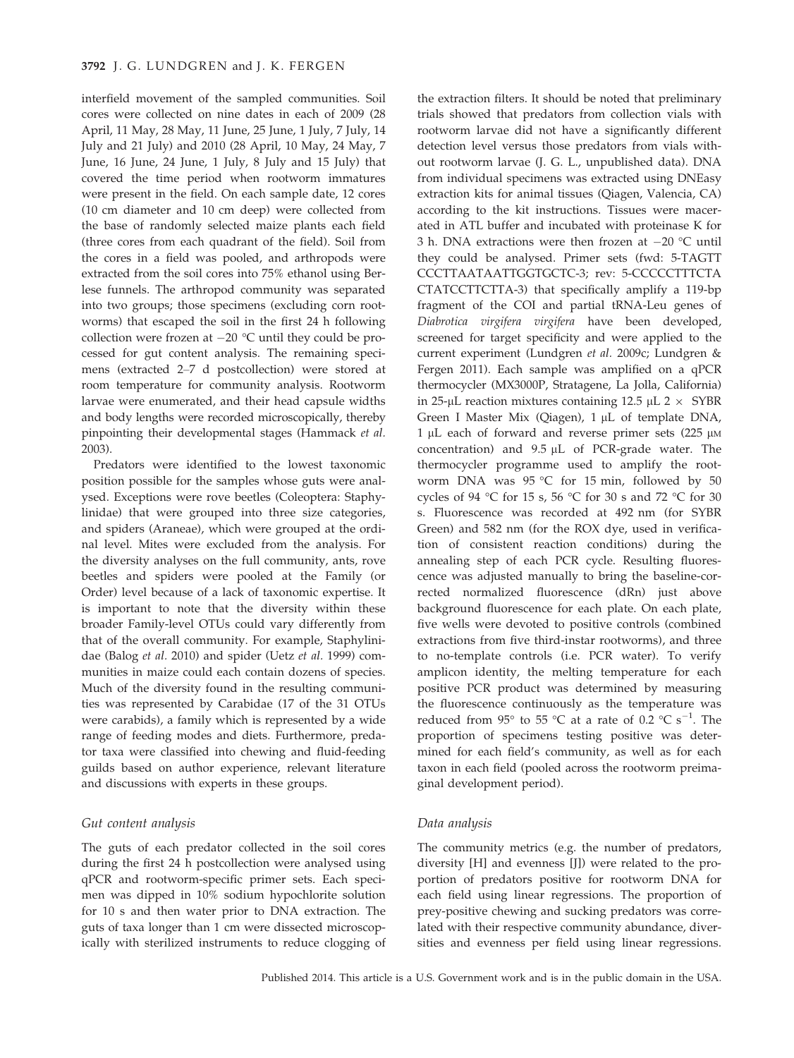interfield movement of the sampled communities. Soil cores were collected on nine dates in each of 2009 (28 April, 11 May, 28 May, 11 June, 25 June, 1 July, 7 July, 14 July and 21 July) and 2010 (28 April, 10 May, 24 May, 7 June, 16 June, 24 June, 1 July, 8 July and 15 July) that covered the time period when rootworm immatures were present in the field. On each sample date, 12 cores (10 cm diameter and 10 cm deep) were collected from the base of randomly selected maize plants each field (three cores from each quadrant of the field). Soil from the cores in a field was pooled, and arthropods were extracted from the soil cores into 75% ethanol using Berlese funnels. The arthropod community was separated into two groups; those specimens (excluding corn rootworms) that escaped the soil in the first 24 h following collection were frozen at −20 °C until they could be processed for gut content analysis. The remaining specimens (extracted 2–7 d postcollection) were stored at room temperature for community analysis. Rootworm larvae were enumerated, and their head capsule widths and body lengths were recorded microscopically, thereby pinpointing their developmental stages (Hammack *et al.* 2003).

Predators were identified to the lowest taxonomic position possible for the samples whose guts were analysed. Exceptions were rove beetles (Coleoptera: Staphylinidae) that were grouped into three size categories, and spiders (Araneae), which were grouped at the ordinal level. Mites were excluded from the analysis. For the diversity analyses on the full community, ants, rove beetles and spiders were pooled at the Family (or Order) level because of a lack of taxonomic expertise. It is important to note that the diversity within these broader Family-level OTUs could vary differently from that of the overall community. For example, Staphylinidae (Balog *et al.* 2010) and spider (Uetz *et al.* 1999) communities in maize could each contain dozens of species. Much of the diversity found in the resulting communities was represented by Carabidae (17 of the 31 OTUs were carabids), a family which is represented by a wide range of feeding modes and diets. Furthermore, predator taxa were classified into chewing and fluid-feeding guilds based on author experience, relevant literature and discussions with experts in these groups.

### Gut content analysis

The guts of each predator collected in the soil cores during the first 24 h postcollection were analysed using qPCR and rootworm-specific primer sets. Each specimen was dipped in 10% sodium hypochlorite solution for 10 s and then water prior to DNA extraction. The guts of taxa longer than 1 cm were dissected microscopically with sterilized instruments to reduce clogging of the extraction filters. It should be noted that preliminary trials showed that predators from collection vials with rootworm larvae did not have a significantly different detection level versus those predators from vials without rootworm larvae (J. G. L., unpublished data). DNA from individual specimens was extracted using DNEasy extraction kits for animal tissues (Qiagen, Valencia, CA) according to the kit instructions. Tissues were macerated in ATL buffer and incubated with proteinase K for 3 h. DNA extractions were then frozen at −20 °C until they could be analysed. Primer sets (fwd: 5-TAGTTCCCTTAATAATTGGTGCTC-3; rev: 5-CCCCCTTTCTACTATCCTTCTTA-3) that specifically amplify a 119-bp fragment of the COI and partial tRNA-Leu genes of *Diabrotica virgifera virgifera* have been developed, screened for target specificity and were applied to the current experiment (Lundgren *et al.* 2009c; Lundgren & Fergen 2011). Each sample was amplified on a qPCR thermocycler (MX3000P, Stratagene, La Jolla, California) in 25-μL reaction mixtures containing 12.5 μL 2 × SYBR Green I Master Mix (Qiagen), 1 μL of template DNA, 1 μL each of forward and reverse primer sets (225 μM concentration) and 9.5 μL of PCR-grade water. The thermocycler programme used to amplify the rootworm DNA was 95 °C for 15 min, followed by 50 cycles of 94 °C for 15 s, 56 °C for 30 s and 72 °C for 30 s. Fluorescence was recorded at 492 nm (for SYBR Green) and 582 nm (for the ROX dye, used in verification of consistent reaction conditions) during the annealing step of each PCR cycle. Resulting fluorescence was adjusted manually to bring the baseline-corrected normalized fluorescence (dRn) just above background fluorescence for each plate. On each plate, five wells were devoted to positive controls (combined extractions from five third-instar rootworms), and three to no-template controls (i.e. PCR water). To verify amplicon identity, the melting temperature for each positive PCR product was determined by measuring the fluorescence continuously as the temperature was reduced from 95° to 55 °C at a rate of 0.2 °C $s^{-1}$. The proportion of specimens testing positive was determined for each field's community, as well as for each taxon in each field (pooled across the rootworm preimaginal development period).

### Data analysis

The community metrics (e.g. the number of predators, diversity [H] and evenness [J]) were related to the proportion of predators positive for rootworm DNA for each field using linear regressions. The proportion of prey-positive chewing and sucking predators was correlated with their respective community abundance, diversities and evenness per field using linear regressions.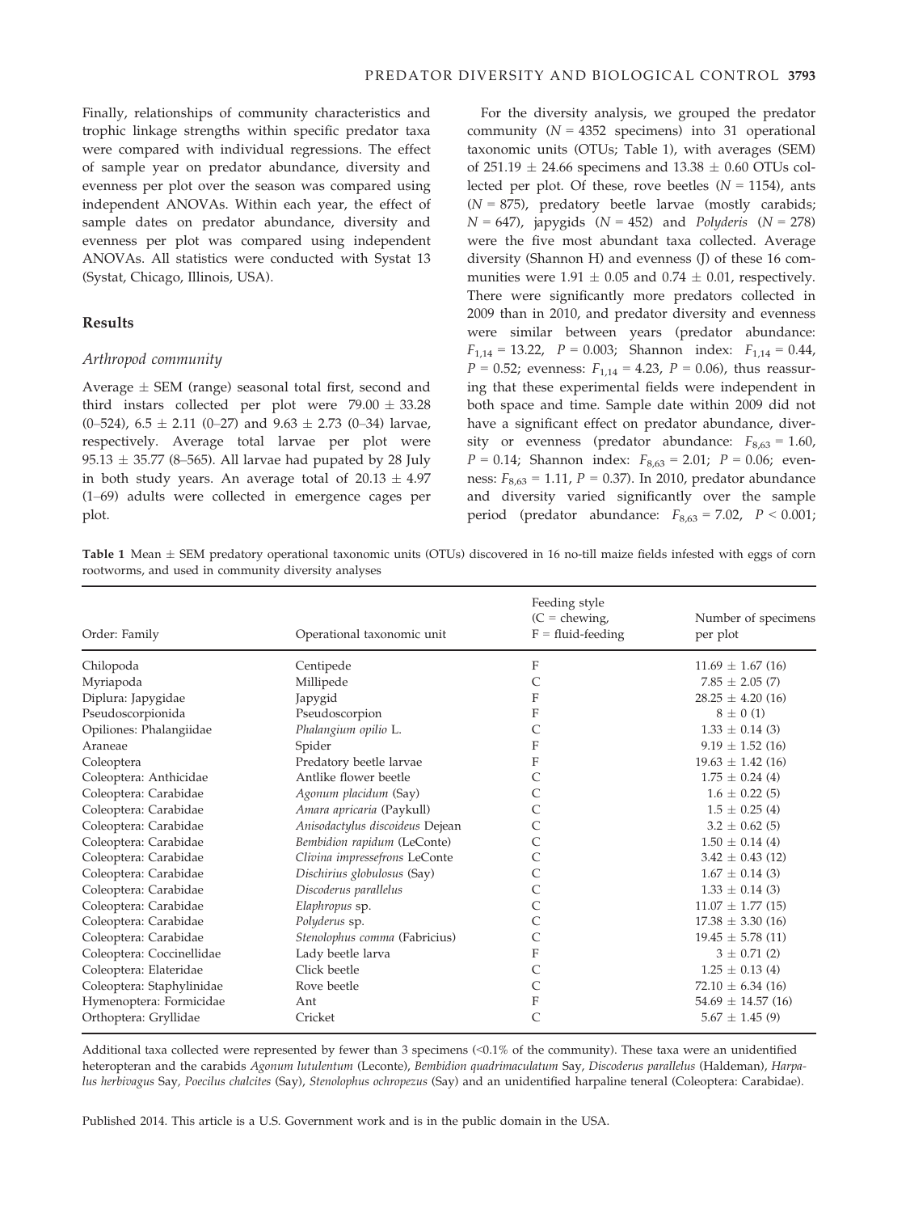Finally, relationships of community characteristics and trophic linkage strengths within specific predator taxa were compared with individual regressions. The effect of sample year on predator abundance, diversity and evenness per plot over the season was compared using independent ANOVAs. Within each year, the effect of sample dates on predator abundance, diversity and evenness per plot was compared using independent ANOVAs. All statistics were conducted with Systat 13 (Systat, Chicago, Illinois, USA).

## Results

### Arthropod community

Average ± SEM (range) seasonal total first, second and third instars collected per plot were 79.00 ± 33.28 (0–524), 6.5 ± 2.11 (0–27) and 9.63 ± 2.73 (0–34) larvae, respectively. Average total larvae per plot were 95.13 ± 35.77 (8–565). All larvae had pupated by 28 July in both study years. An average total of 20.13 ± 4.97 (1–69) adults were collected in emergence cages per plot.

For the diversity analysis, we grouped the predator community ($N = 4352$ specimens) into 31 operational taxonomic units (OTUs; Table 1), with averages (SEM) of 251.19 ± 24.66 specimens and 13.38 ± 0.60 OTUs collected per plot. Of these, rove beetles ($N = 1154$), ants ($N = 875$), predatory beetle larvae (mostly carabids; $N = 647$), japygids ($N = 452$) and *Polyderis* ($N = 278$) were the five most abundant taxa collected. Average diversity (Shannon H) and evenness (J) of these 16 communities were 1.91 ± 0.05 and 0.74 ± 0.01, respectively. There were significantly more predators collected in 2009 than in 2010, and predator diversity and evenness were similar between years (predator abundance: $F_{1,14} = 13.22$, $P = 0.003$; Shannon index: $F_{1,14} = 0.44$, $P = 0.52$; evenness: $F_{1,14} = 4.23$, $P = 0.06$), thus reassuring that these experimental fields were independent in both space and time. Sample date within 2009 did not have a significant effect on predator abundance, diversity or evenness (predator abundance: $F_{8,63} = 1.60$, $P = 0.14$; Shannon index: $F_{8,63} = 2.01$; $P = 0.06$; evenness: $F_{8,63} = 1.11$, $P = 0.37$). In 2010, predator abundance and diversity varied significantly over the sample period (predator abundance: $F_{8,63} = 7.02$, $P < 0.001$;

**Table 1** Mean ± SEM predatory operational taxonomic units (OTUs) discovered in 16 no-till maize fields infested with eggs of corn rootworms, and used in community diversity analyses

| Order: Family | Operational taxonomic unit | Feeding style (C = chewing, F = fluid-feeding | Number of specimens per plot |
|---|---|---|---|
| Chilopoda | Centipede | F | 11.69 ± 1.67 (16) |
| Myriapoda | Millipede | C | 7.85 ± 2.05 (7) |
| Diplura: Japygidae | Japygid | F | 28.25 ± 4.20 (16) |
| Pseudoscorpionida | Pseudoscorpion | F | 8 ± 0 (1) |
| Opiliones: Phalangiidae | *Phalangium opilio* L. | C | 1.33 ± 0.14 (3) |
| Araneae | Spider | F | 9.19 ± 1.52 (16) |
| Coleoptera | Predatory beetle larvae | F | 19.63 ± 1.42 (16) |
| Coleoptera: Anthicidae | Antlike flower beetle | C | 1.75 ± 0.24 (4) |
| Coleoptera: Carabidae | *Agonum placidum* (Say) | C | 1.6 ± 0.22 (5) |
| Coleoptera: Carabidae | *Amara apricaria* (Paykull) | C | 1.5 ± 0.25 (4) |
| Coleoptera: Carabidae | *Anisodactylus discoideus* Dejean | C | 3.2 ± 0.62 (5) |
| Coleoptera: Carabidae | *Bembidion rapidum* (LeConte) | C | 1.50 ± 0.14 (4) |
| Coleoptera: Carabidae | *Clivina impressefrons* LeConte | C | 3.42 ± 0.43 (12) |
| Coleoptera: Carabidae | *Dischirius globulosus* (Say) | C | 1.67 ± 0.14 (3) |
| Coleoptera: Carabidae | *Discoderus parallelus* | C | 1.33 ± 0.14 (3) |
| Coleoptera: Carabidae | *Elaphropus* sp. | C | 11.07 ± 1.77 (15) |
| Coleoptera: Carabidae | *Polyderus* sp. | C | 17.38 ± 3.30 (16) |
| Coleoptera: Carabidae | *Stenolophus comma* (Fabricius) | C | 19.45 ± 5.78 (11) |
| Coleoptera: Coccinellidae | Lady beetle larva | F | 3 ± 0.71 (2) |
| Coleoptera: Elateridae | Click beetle | C | 1.25 ± 0.13 (4) |
| Coleoptera: Staphylinidae | Rove beetle | C | 72.10 ± 6.34 (16) |
| Hymenoptera: Formicidae | Ant | F | 54.69 ± 14.57 (16) |
| Orthoptera: Gryllidae | Cricket | C | 5.67 ± 1.45 (9) |

Additional taxa collected were represented by fewer than 3 specimens (<0.1% of the community). These taxa were an unidentified heteropteran and the carabids *Agonum lutulentum* (Leconte), *Bembidion quadrimaculatum* Say, *Discoderus parallelus* (Haldeman), *Harpalus herbivagus* Say, *Poecilus chalcites* (Say), *Stenolophus ochropezus* (Say) and an unidentified harpaline teneral (Coleoptera: Carabidae).

Published 2014. This article is a U.S. Government work and is in the public domain in the USA.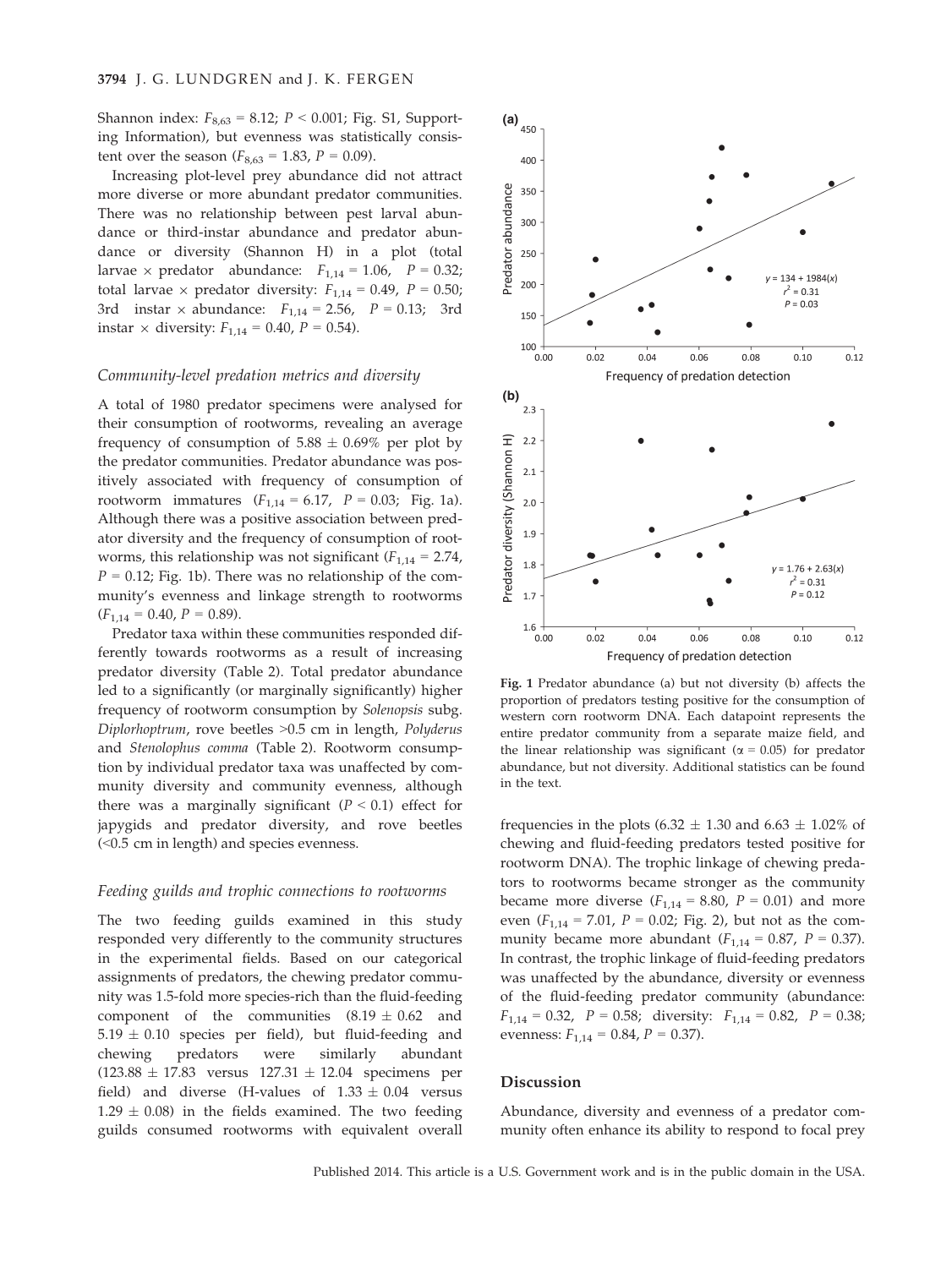Shannon index: $F_{8,63} = 8.12$; $P < 0.001$; Fig. S1, Supporting Information), but evenness was statistically consistent over the season ($F_{8,63} = 1.83$, $P = 0.09$).

Increasing plot-level prey abundance did not attract more diverse or more abundant predator communities. There was no relationship between pest larval abundance or third-instar abundance and predator abundance or diversity (Shannon H) in a plot (total larvae × predator abundance: $F_{1,14} = 1.06$, $P = 0.32$; total larvae × predator diversity: $F_{1,14} = 0.49$, $P = 0.50$; 3rd instar × abundance: $F_{1,14} = 2.56$, $P = 0.13$; 3rd instar × diversity: $F_{1,14} = 0.40$, $P = 0.54$).

### *Community-level predation metrics and diversity*

A total of 1980 predator specimens were analysed for their consumption of rootworms, revealing an average frequency of consumption of 5.88 ± 0.69% per plot by the predator communities. Predator abundance was positively associated with frequency of consumption of rootworm immatures ($F_{1,14} = 6.17$, $P = 0.03$; Fig. 1a). Although there was a positive association between predator diversity and the frequency of consumption of rootworms, this relationship was not significant ($F_{1,14} = 2.74$, $P = 0.12$; Fig. 1b). There was no relationship of the community's evenness and linkage strength to rootworms ($F_{1,14} = 0.40$, $P = 0.89$).

Predator taxa within these communities responded differently towards rootworms as a result of increasing predator diversity (Table 2). Total predator abundance led to a significantly (or marginally significantly) higher frequency of rootworm consumption by *Solenopsis* subg. *Diplorhoptrum*, rove beetles >0.5 cm in length, *Polyderus* and *Stenolophus comma* (Table 2). Rootworm consumption by individual predator taxa was unaffected by community diversity and community evenness, although there was a marginally significant ($P < 0.1$) effect for japygids and predator diversity, and rove beetles (<0.5 cm in length) and species evenness.

### *Feeding guilds and trophic connections to rootworms*

The two feeding guilds examined in this study responded very differently to the community structures in the experimental fields. Based on our categorical assignments of predators, the chewing predator community was 1.5-fold more species-rich than the fluid-feeding component of the communities (8.19 ± 0.62 and 5.19 ± 0.10 species per field), but fluid-feeding and chewing predators were similarly abundant (123.88 ± 17.83 versus 127.31 ± 12.04 specimens per field) and diverse (H-values of 1.33 ± 0.04 versus 1.29 ± 0.08) in the fields examined. The two feeding guilds consumed rootworms with equivalent overall frequencies in the plots (6.32 ± 1.30 and 6.63 ± 1.02% of chewing and fluid-feeding predators tested positive for rootworm DNA). The trophic linkage of chewing predators to rootworms became stronger as the community became more diverse ($F_{1,14} = 8.80$, $P = 0.01$) and more even ($F_{1,14} = 7.01$, $P = 0.02$; Fig. 2), but not as the community became more abundant ($F_{1,14} = 0.87$, $P = 0.37$). In contrast, the trophic linkage of fluid-feeding predators was unaffected by the abundance, diversity or evenness of the fluid-feeding predator community (abundance: $F_{1,14} = 0.32$, $P = 0.58$; diversity: $F_{1,14} = 0.82$, $P = 0.38$; evenness: $F_{1,14} = 0.84$, $P = 0.37$).

**Fig. 1** Predator abundance (a) but not diversity (b) affects the proportion of predators testing positive for the consumption of western corn rootworm DNA. Each datapoint represents the entire predator community from a separate maize field, and the linear relationship was significant ($\alpha = 0.05$) for predator abundance, but not diversity. Additional statistics can be found in the text.

## Discussion

Abundance, diversity and evenness of a predator community often enhance its ability to respond to focal prey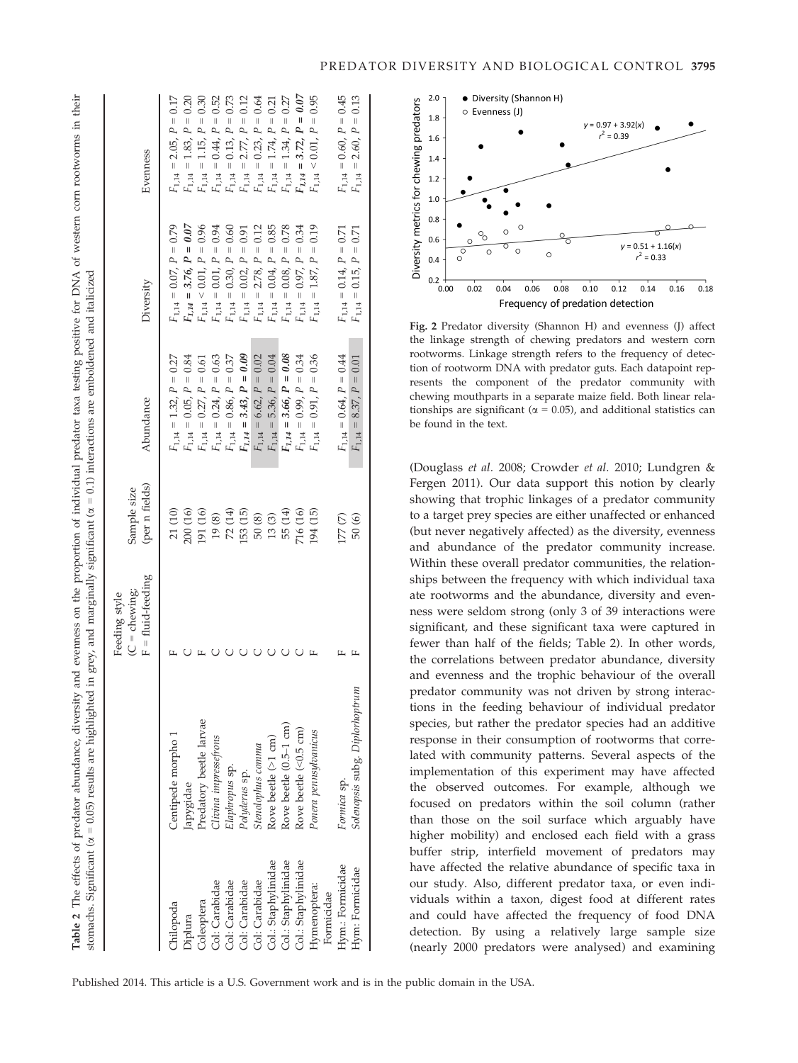**Table 2** The effects of predator abundance, diversity and evenness on the proportion of individual predator taxa testing positive for DNA of western corn rootworms in their stomachs. Significant (α = 0.05) results are highlighted in grey, and marginally significant (α = 0.1) interactions are emboldened and italicized

| | | Feeding style (C = chewing; F = fluid-feeding | Sample size (per n fields) | Abundance | Diversity | Evenness |
|---|---|---|---|---|---|---|
| Chilopoda | Centipede morpho 1 | F | 21 (10) | $F_{1,14} = 1.32, P = 0.27$ | $F_{1,14} = 0.07, P = 0.79$ | $F_{1,14} = 2.05, P = 0.17$ |
| Diplura | Japygidae | C | 200 (16) | $F_{1,14} = 0.05, P = 0.84$ | ***$F_{1,14} = 3.76, P = 0.07$*** | $F_{1,14} = 1.83, P = 0.20$ |
| Coleoptera | Predatory beetle larvae | F | 191 (16) | $F_{1,14} = 0.27, P = 0.61$ | $F_{1,14} < 0.01, P = 0.96$ | $F_{1,14} = 1.15, P = 0.30$ |
| Col: Carabidae | *Clivina impressefrons* | C | 19 (8) | $F_{1,14} = 0.24, P = 0.63$ | $F_{1,14} = 0.01, P = 0.94$ | $F_{1,14} = 0.44, P = 0.52$ |
| Col: Carabidae | *Elaphropus* sp. | C | 72 (14) | $F_{1,14} = 0.86, P = 0.37$ | $F_{1,14} = 0.30, P = 0.60$ | $F_{1,14} = 0.13, P = 0.73$ |
| Col: Carabidae | *Polyderus* sp. | C | 153 (15) | ***$F_{1,14} = 3.43, P = 0.09$*** | $F_{1,14} = 0.02, P = 0.91$ | $F_{1,14} = 2.77, P = 0.12$ |
| Col: Carabidae | *Stenolophus comma* | C | 50 (8) | $F_{1,14} = 6.62, P = 0.02$ | $F_{1,14} = 2.78, P = 0.12$ | $F_{1,14} = 0.23, P = 0.64$ |
| Col.: Staphylinidae | Rove beetle (>1 cm) | C | 13 (3) | $F_{1,14} = 5.36, P = 0.04$ | $F_{1,14} = 0.04, P = 0.85$ | $F_{1,14} = 1.74, P = 0.21$ |
| Col.: Staphylinidae | Rove beetle (0.5–1 cm) | C | 55 (14) | ***$F_{1,14} = 3.66, P = 0.08$*** | $F_{1,14} = 0.08, P = 0.78$ | $F_{1,14} = 1.34, P = 0.27$ |
| Col.: Staphylinidae | Rove beetle (<0.5 cm) | C | 716 (16) | $F_{1,14} = 0.99, P = 0.34$ | $F_{1,14} = 0.97, P = 0.34$ | ***$F_{1,14} = 3.72, P = 0.07$*** |
| Hymenoptera: Formicidae | *Ponera pennsylvanicus* | F | 194 (15) | $F_{1,14} = 0.91, P = 0.36$ | $F_{1,14} = 1.87, P = 0.19$ | $F_{1,14} < 0.01, P = 0.95$ |
| Hym.: Formicidae | *Formica* sp. | F | 177 (7) | $F_{1,14} = 0.64, P = 0.44$ | $F_{1,14} = 0.14, P = 0.71$ | $F_{1,14} = 0.60, P = 0.45$ |
| Hym: Formicidae | *Solenopsis* subg. *Diplorhoptrum* | F | 50 (6) | $F_{1,14} = 8.37, P = 0.01$ | $F_{1,14} = 0.15, P = 0.71$ | $F_{1,14} = 2.60, P = 0.13$ |

**Fig. 2** Predator diversity (Shannon H) and evenness (J) affect the linkage strength of chewing predators and western corn rootworms. Linkage strength refers to the frequency of detection of rootworm DNA with predator guts. Each datapoint represents the component of the predator community with chewing mouthparts in a separate maize field. Both linear relationships are significant (α = 0.05), and additional statistics can be found in the text.

(Douglass *et al.* 2008; Crowder *et al.* 2010; Lundgren & Fergen 2011). Our data support this notion by clearly showing that trophic linkages of a predator community to a target prey species are either unaffected or enhanced (but never negatively affected) as the diversity, evenness and abundance of the predator community increase. Within these overall predator communities, the relationships between the frequency with which individual taxa ate rootworms and the abundance, diversity and evenness were seldom strong (only 3 of 39 interactions were significant, and these significant taxa were captured in fewer than half of the fields; Table 2). In other words, the correlations between predator abundance, diversity and evenness and the trophic behaviour of the overall predator community was not driven by strong interactions in the feeding behaviour of individual predator species, but rather the predator species had an additive response in their consumption of rootworms that correlated with community patterns. Several aspects of the implementation of this experiment may have affected the observed outcomes. For example, although we focused on predators within the soil column (rather than those on the soil surface which arguably have higher mobility) and enclosed each field with a grass buffer strip, interfield movement of predators may have affected the relative abundance of specific taxa in our study. Also, different predator taxa, or even individuals within a taxon, digest food at different rates and could have affected the frequency of food DNA detection. By using a relatively large sample size (nearly 2000 predators were analysed) and examining

Published 2014. This article is a U.S. Government work and is in the public domain in the USA.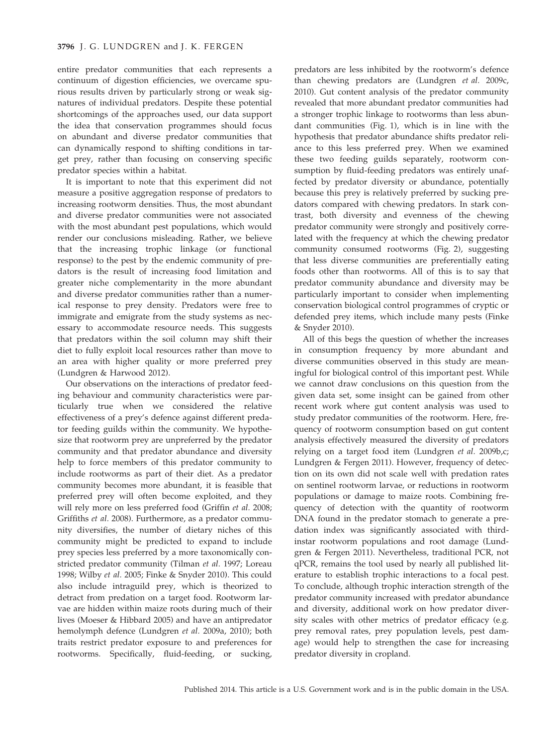entire predator communities that each represents a continuum of digestion efficiencies, we overcame spurious results driven by particularly strong or weak signatures of individual predators. Despite these potential shortcomings of the approaches used, our data support the idea that conservation programmes should focus on abundant and diverse predator communities that can dynamically respond to shifting conditions in target prey, rather than focusing on conserving specific predator species within a habitat.

It is important to note that this experiment did not measure a positive aggregation response of predators to increasing rootworm densities. Thus, the most abundant and diverse predator communities were not associated with the most abundant pest populations, which would render our conclusions misleading. Rather, we believe that the increasing trophic linkage (or functional response) to the pest by the endemic community of predators is the result of increasing food limitation and greater niche complementarity in the more abundant and diverse predator communities rather than a numerical response to prey density. Predators were free to immigrate and emigrate from the study systems as necessary to accommodate resource needs. This suggests that predators within the soil column may shift their diet to fully exploit local resources rather than move to an area with higher quality or more preferred prey (Lundgren & Harwood 2012).

Our observations on the interactions of predator feeding behaviour and community characteristics were particularly true when we considered the relative effectiveness of a prey's defence against different predator feeding guilds within the community. We hypothesize that rootworm prey are unpreferred by the predator community and that predator abundance and diversity help to force members of this predator community to include rootworms as part of their diet. As a predator community becomes more abundant, it is feasible that preferred prey will often become exploited, and they will rely more on less preferred food (Griffin *et al.* 2008; Griffiths *et al.* 2008). Furthermore, as a predator community diversifies, the number of dietary niches of this community might be predicted to expand to include prey species less preferred by a more taxonomically constricted predator community (Tilman *et al.* 1997; Loreau 1998; Wilby *et al.* 2005; Finke & Snyder 2010). This could also include intraguild prey, which is theorized to detract from predation on a target food. Rootworm larvae are hidden within maize roots during much of their lives (Moeser & Hibbard 2005) and have an antipredator hemolymph defence (Lundgren *et al.* 2009a, 2010); both traits restrict predator exposure to and preferences for rootworms. Specifically, fluid-feeding, or sucking, predators are less inhibited by the rootworm's defence than chewing predators are (Lundgren *et al.* 2009c, 2010). Gut content analysis of the predator community revealed that more abundant predator communities had a stronger trophic linkage to rootworms than less abundant communities (Fig. 1), which is in line with the hypothesis that predator abundance shifts predator reliance to this less preferred prey. When we examined these two feeding guilds separately, rootworm consumption by fluid-feeding predators was entirely unaffected by predator diversity or abundance, potentially because this prey is relatively preferred by sucking predators compared with chewing predators. In stark contrast, both diversity and evenness of the chewing predator community were strongly and positively correlated with the frequency at which the chewing predator community consumed rootworms (Fig. 2), suggesting that less diverse communities are preferentially eating foods other than rootworms. All of this is to say that predator community abundance and diversity may be particularly important to consider when implementing conservation biological control programmes of cryptic or defended prey items, which include many pests (Finke & Snyder 2010).

All of this begs the question of whether the increases in consumption frequency by more abundant and diverse communities observed in this study are meaningful for biological control of this important pest. While we cannot draw conclusions on this question from the given data set, some insight can be gained from other recent work where gut content analysis was used to study predator communities of the rootworm. Here, frequency of rootworm consumption based on gut content analysis effectively measured the diversity of predators relying on a target food item (Lundgren *et al.* 2009b,c; Lundgren & Fergen 2011). However, frequency of detection on its own did not scale well with predation rates on sentinel rootworm larvae, or reductions in rootworm populations or damage to maize roots. Combining frequency of detection with the quantity of rootworm DNA found in the predator stomach to generate a predation index was significantly associated with third-instar rootworm populations and root damage (Lundgren & Fergen 2011). Nevertheless, traditional PCR, not qPCR, remains the tool used by nearly all published literature to establish trophic interactions to a focal pest. To conclude, although trophic interaction strength of the predator community increased with predator abundance and diversity, additional work on how predator diversity scales with other metrics of predator efficacy (e.g. prey removal rates, prey population levels, pest damage) would help to strengthen the case for increasing predator diversity in cropland.

Published 2014. This article is a U.S. Government work and is in the public domain in the USA.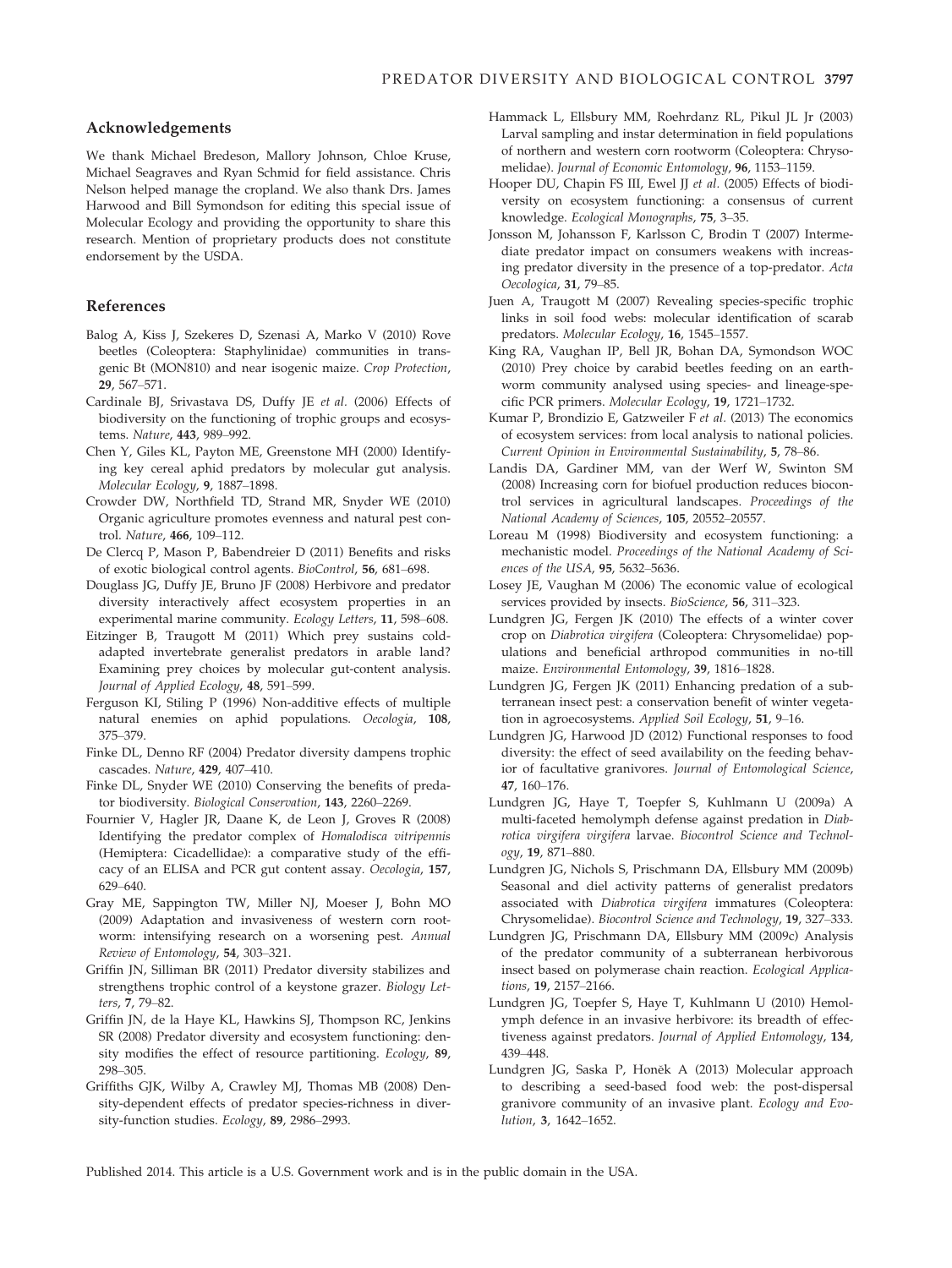## Acknowledgements

We thank Michael Bredeson, Mallory Johnson, Chloe Kruse, Michael Seagraves and Ryan Schmid for field assistance. Chris Nelson helped manage the cropland. We also thank Drs. James Harwood and Bill Symondson for editing this special issue of Molecular Ecology and providing the opportunity to share this research. Mention of proprietary products does not constitute endorsement by the USDA.

## References

Balog A, Kiss J, Szekeres D, Szenasi A, Marko V (2010) Rove beetles (Coleoptera: Staphylinidae) communities in transgenic Bt (MON810) and near isogenic maize. *Crop Protection*, **29**, 567–571.

Cardinale BJ, Srivastava DS, Duffy JE *et al.* (2006) Effects of biodiversity on the functioning of trophic groups and ecosystems. *Nature*, **443**, 989–992.

Chen Y, Giles KL, Payton ME, Greenstone MH (2000) Identifying key cereal aphid predators by molecular gut analysis. *Molecular Ecology*, **9**, 1887–1898.

Crowder DW, Northfield TD, Strand MR, Snyder WE (2010) Organic agriculture promotes evenness and natural pest control. *Nature*, **466**, 109–112.

De Clercq P, Mason P, Babendreier D (2011) Benefits and risks of exotic biological control agents. *BioControl*, **56**, 681–698.

Douglass JG, Duffy JE, Bruno JF (2008) Herbivore and predator diversity interactively affect ecosystem properties in an experimental marine community. *Ecology Letters*, **11**, 598–608.

Eitzinger B, Traugott M (2011) Which prey sustains cold-adapted invertebrate generalist predators in arable land? Examining prey choices by molecular gut-content analysis. *Journal of Applied Ecology*, **48**, 591–599.

Ferguson KI, Stiling P (1996) Non-additive effects of multiple natural enemies on aphid populations. *Oecologia*, **108**, 375–379.

Finke DL, Denno RF (2004) Predator diversity dampens trophic cascades. *Nature*, **429**, 407–410.

Finke DL, Snyder WE (2010) Conserving the benefits of predator biodiversity. *Biological Conservation*, **143**, 2260–2269.

Fournier V, Hagler JR, Daane K, de Leon J, Groves R (2008) Identifying the predator complex of *Homalodisca vitripennis* (Hemiptera: Cicadellidae): a comparative study of the efficacy of an ELISA and PCR gut content assay. *Oecologia*, **157**, 629–640.

Gray ME, Sappington TW, Miller NJ, Moeser J, Bohn MO (2009) Adaptation and invasiveness of western corn rootworm: intensifying research on a worsening pest. *Annual Review of Entomology*, **54**, 303–321.

Griffin JN, Silliman BR (2011) Predator diversity stabilizes and strengthens trophic control of a keystone grazer. *Biology Letters*, **7**, 79–82.

Griffin JN, de la Haye KL, Hawkins SJ, Thompson RC, Jenkins SR (2008) Predator diversity and ecosystem functioning: density modifies the effect of resource partitioning. *Ecology*, **89**, 298–305.

Griffiths GJK, Wilby A, Crawley MJ, Thomas MB (2008) Density-dependent effects of predator species-richness in diversity-function studies. *Ecology*, **89**, 2986–2993.

Hammack L, Ellsbury MM, Roehrdanz RL, Pikul JL Jr (2003) Larval sampling and instar determination in field populations of northern and western corn rootworm (Coleoptera: Chrysomelidae). *Journal of Economic Entomology*, **96**, 1153–1159.

Hooper DU, Chapin FS III, Ewel JJ *et al.* (2005) Effects of biodiversity on ecosystem functioning: a consensus of current knowledge. *Ecological Monographs*, **75**, 3–35.

Jonsson M, Johansson F, Karlsson C, Brodin T (2007) Intermediate predator impact on consumers weakens with increasing predator diversity in the presence of a top-predator. *Acta Oecologica*, **31**, 79–85.

Juen A, Traugott M (2007) Revealing species-specific trophic links in soil food webs: molecular identification of scarab predators. *Molecular Ecology*, **16**, 1545–1557.

King RA, Vaughan IP, Bell JR, Bohan DA, Symondson WOC (2010) Prey choice by carabid beetles feeding on an earthworm community analysed using species- and lineage-specific PCR primers. *Molecular Ecology*, **19**, 1721–1732.

Kumar P, Brondizio E, Gatzweiler F *et al.* (2013) The economics of ecosystem services: from local analysis to national policies. *Current Opinion in Environmental Sustainability*, **5**, 78–86.

Landis DA, Gardiner MM, van der Werf W, Swinton SM (2008) Increasing corn for biofuel production reduces biocontrol services in agricultural landscapes. *Proceedings of the National Academy of Sciences*, **105**, 20552–20557.

Loreau M (1998) Biodiversity and ecosystem functioning: a mechanistic model. *Proceedings of the National Academy of Sciences of the USA*, **95**, 5632–5636.

Losey JE, Vaughan M (2006) The economic value of ecological services provided by insects. *BioScience*, **56**, 311–323.

Lundgren JG, Fergen JK (2010) The effects of a winter cover crop on *Diabrotica virgifera* (Coleoptera: Chrysomelidae) populations and beneficial arthropod communities in no-till maize. *Environmental Entomology*, **39**, 1816–1828.

Lundgren JG, Fergen JK (2011) Enhancing predation of a subterranean insect pest: a conservation benefit of winter vegetation in agroecosystems. *Applied Soil Ecology*, **51**, 9–16.

Lundgren JG, Harwood JD (2012) Functional responses to food diversity: the effect of seed availability on the feeding behavior of facultative granivores. *Journal of Entomological Science*, **47**, 160–176.

Lundgren JG, Haye T, Toepfer S, Kuhlmann U (2009a) A multi-faceted hemolymph defense against predation in *Diabrotica virgifera virgifera* larvae. *Biocontrol Science and Technology*, **19**, 871–880.

Lundgren JG, Nichols S, Prischmann DA, Ellsbury MM (2009b) Seasonal and diel activity patterns of generalist predators associated with *Diabrotica virgifera* immatures (Coleoptera: Chrysomelidae). *Biocontrol Science and Technology*, **19**, 327–333.

Lundgren JG, Prischmann DA, Ellsbury MM (2009c) Analysis of the predator community of a subterranean herbivorous insect based on polymerase chain reaction. *Ecological Applications*, **19**, 2157–2166.

Lundgren JG, Toepfer S, Haye T, Kuhlmann U (2010) Hemolymph defence in an invasive herbivore: its breadth of effectiveness against predators. *Journal of Applied Entomology*, **134**, 439–448.

Lundgren JG, Saska P, Honěk A (2013) Molecular approach to describing a seed-based food web: the post-dispersal granivore community of an invasive plant. *Ecology and Evolution*, **3**, 1642–1652.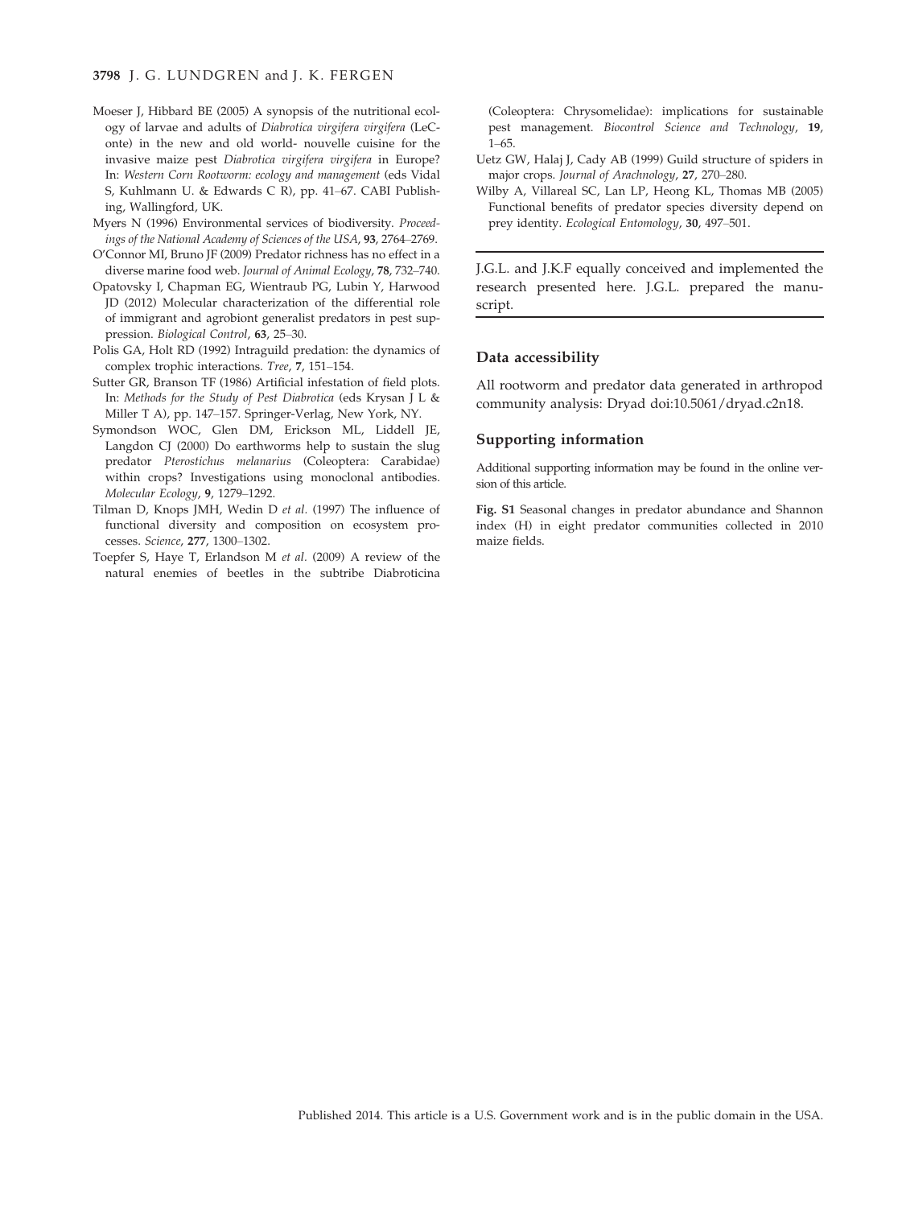Moeser J, Hibbard BE (2005) A synopsis of the nutritional ecology of larvae and adults of *Diabrotica virgifera virgifera* (LeConte) in the new and old world- nouvelle cuisine for the invasive maize pest *Diabrotica virgifera virgifera* in Europe? In: *Western Corn Rootworm: ecology and management* (eds Vidal S, Kuhlmann U. & Edwards C R), pp. 41–67. CABI Publishing, Wallingford, UK.

Myers N (1996) Environmental services of biodiversity. *Proceedings of the National Academy of Sciences of the USA*, **93**, 2764–2769.

O'Connor MI, Bruno JF (2009) Predator richness has no effect in a diverse marine food web. *Journal of Animal Ecology*, **78**, 732–740.

Opatovsky I, Chapman EG, Wientraub PG, Lubin Y, Harwood JD (2012) Molecular characterization of the differential role of immigrant and agrobiont generalist predators in pest suppression. *Biological Control*, **63**, 25–30.

Polis GA, Holt RD (1992) Intraguild predation: the dynamics of complex trophic interactions. *Tree*, **7**, 151–154.

Sutter GR, Branson TF (1986) Artificial infestation of field plots. In: *Methods for the Study of Pest Diabrotica* (eds Krysan J L & Miller T A), pp. 147–157. Springer-Verlag, New York, NY.

Symondson WOC, Glen DM, Erickson ML, Liddell JE, Langdon CJ (2000) Do earthworms help to sustain the slug predator *Pterostichus melanarius* (Coleoptera: Carabidae) within crops? Investigations using monoclonal antibodies. *Molecular Ecology*, **9**, 1279–1292.

Tilman D, Knops JMH, Wedin D *et al.* (1997) The influence of functional diversity and composition on ecosystem processes. *Science*, **277**, 1300–1302.

Toepfer S, Haye T, Erlandson M *et al.* (2009) A review of the natural enemies of beetles in the subtribe Diabroticina (Coleoptera: Chrysomelidae): implications for sustainable pest management. *Biocontrol Science and Technology*, **19**, 1–65.

Uetz GW, Halaj J, Cady AB (1999) Guild structure of spiders in major crops. *Journal of Arachnology*, **27**, 270–280.

Wilby A, Villareal SC, Lan LP, Heong KL, Thomas MB (2005) Functional benefits of predator species diversity depend on prey identity. *Ecological Entomology*, **30**, 497–501.

J.G.L. and J.K.F equally conceived and implemented the research presented here. J.G.L. prepared the manuscript.

## Data accessibility

All rootworm and predator data generated in arthropod community analysis: Dryad doi:10.5061/dryad.c2n18.

## Supporting information

Additional supporting information may be found in the online version of this article.

**Fig. S1** Seasonal changes in predator abundance and Shannon index (H) in eight predator communities collected in 2010 maize fields.

Published 2014. This article is a U.S. Government work and is in the public domain in the USA.